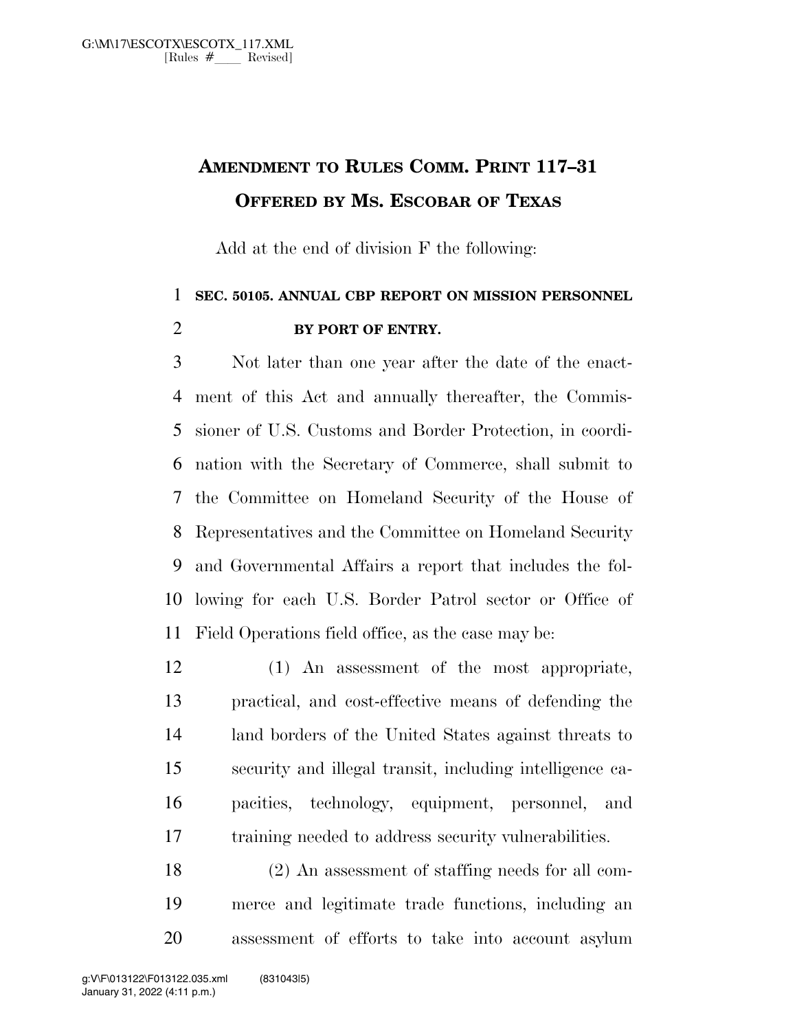# AMENDMENT TO RULES COMM. PRINT 117–31 OFFERED BY MS. ESCOBAR OF TEXAS

Add at the end of division F the following:

**SEC. 50105. ANNUAL CBP REPORT ON MISSION PERSONNEL BY PORT OF ENTRY.**

Not later than one year after the date of the enactment of this Act and annually thereafter, the Commissioner of U.S. Customs and Border Protection, in coordination with the Secretary of Commerce, shall submit to the Committee on Homeland Security of the House of Representatives and the Committee on Homeland Security and Governmental Affairs a report that includes the following for each U.S. Border Patrol sector or Office of Field Operations field office, as the case may be:

(1) An assessment of the most appropriate, practical, and cost-effective means of defending the land borders of the United States against threats to security and illegal transit, including intelligence capacities, technology, equipment, personnel, and training needed to address security vulnerabilities.

(2) An assessment of staffing needs for all commerce and legitimate trade functions, including an assessment of efforts to take into account asylum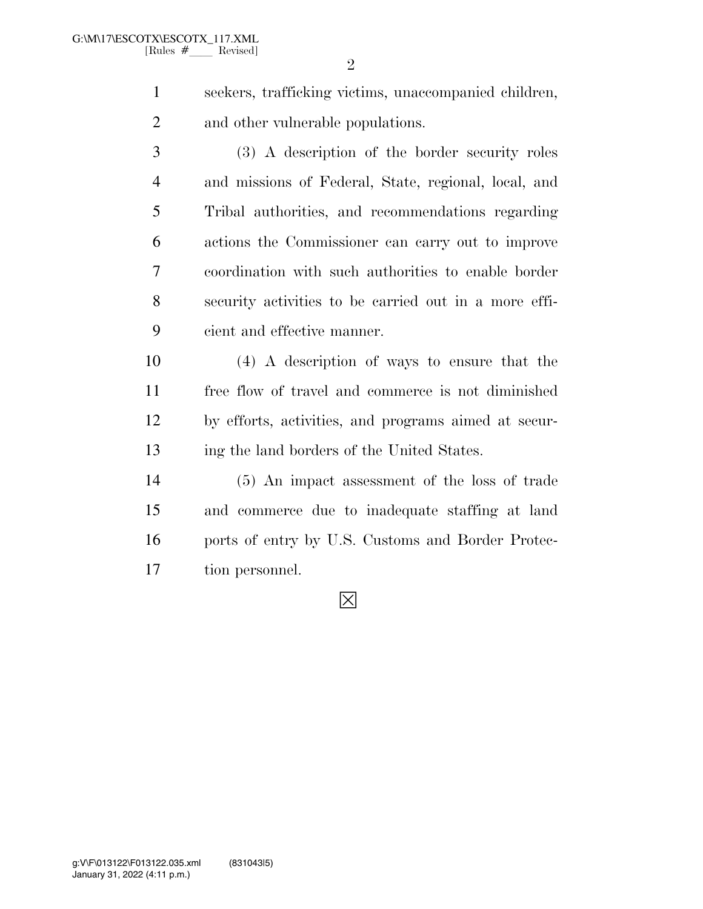seekers, trafficking victims, unaccompanied children, and other vulnerable populations.

(3) A description of the border security roles and missions of Federal, State, regional, local, and Tribal authorities, and recommendations regarding actions the Commissioner can carry out to improve coordination with such authorities to enable border security activities to be carried out in a more efficient and effective manner.

(4) A description of ways to ensure that the free flow of travel and commerce is not diminished by efforts, activities, and programs aimed at securing the land borders of the United States.

(5) An impact assessment of the loss of trade and commerce due to inadequate staffing at land ports of entry by U.S. Customs and Border Protection personnel.

☒